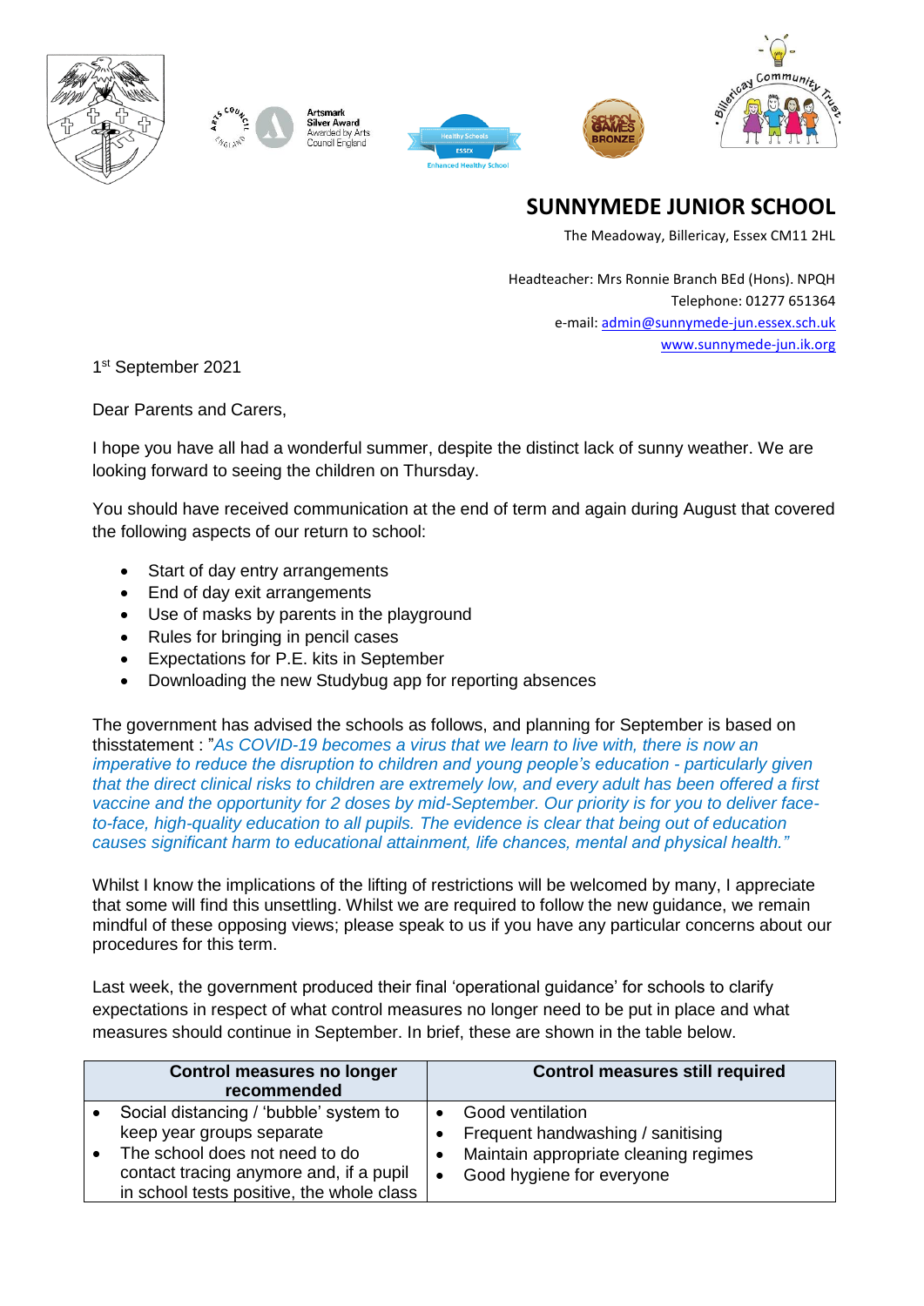# SUNNYMEDE JUNIOR SCHOOL

The Meadoway, Billericay, Essex CM11 2HL

Headteacher: Mrs Ronnie Branch BEd (Hons). NPQH
Telephone: 01277 651364
e-mail: admin@sunnymede-jun.essex.sch.uk
www.sunnymede-jun.ik.org

1st September 2021

Dear Parents and Carers,

I hope you have all had a wonderful summer, despite the distinct lack of sunny weather. We are looking forward to seeing the children on Thursday.

You should have received communication at the end of term and again during August that covered the following aspects of our return to school:

- Start of day entry arrangements
- End of day exit arrangements
- Use of masks by parents in the playground
- Rules for bringing in pencil cases
- Expectations for P.E. kits in September
- Downloading the new Studybug app for reporting absences

The government has advised the schools as follows, and planning for September is based on thisstatement : "*As COVID-19 becomes a virus that we learn to live with, there is now an imperative to reduce the disruption to children and young people's education - particularly given that the direct clinical risks to children are extremely low, and every adult has been offered a first vaccine and the opportunity for 2 doses by mid-September. Our priority is for you to deliver face-to-face, high-quality education to all pupils. The evidence is clear that being out of education causes significant harm to educational attainment, life chances, mental and physical health."*

Whilst I know the implications of the lifting of restrictions will be welcomed by many, I appreciate that some will find this unsettling. Whilst we are required to follow the new guidance, we remain mindful of these opposing views; please speak to us if you have any particular concerns about our procedures for this term.

Last week, the government produced their final 'operational guidance' for schools to clarify expectations in respect of what control measures no longer need to be put in place and what measures should continue in September. In brief, these are shown in the table below.

| Control measures no longer recommended | Control measures still required |
|---|---|
| • Social distancing / 'bubble' system to keep year groups separate<br>• The school does not need to do contact tracing anymore and, if a pupil in school tests positive, the whole class | • Good ventilation<br>• Frequent handwashing / sanitising<br>• Maintain appropriate cleaning regimes<br>• Good hygiene for everyone |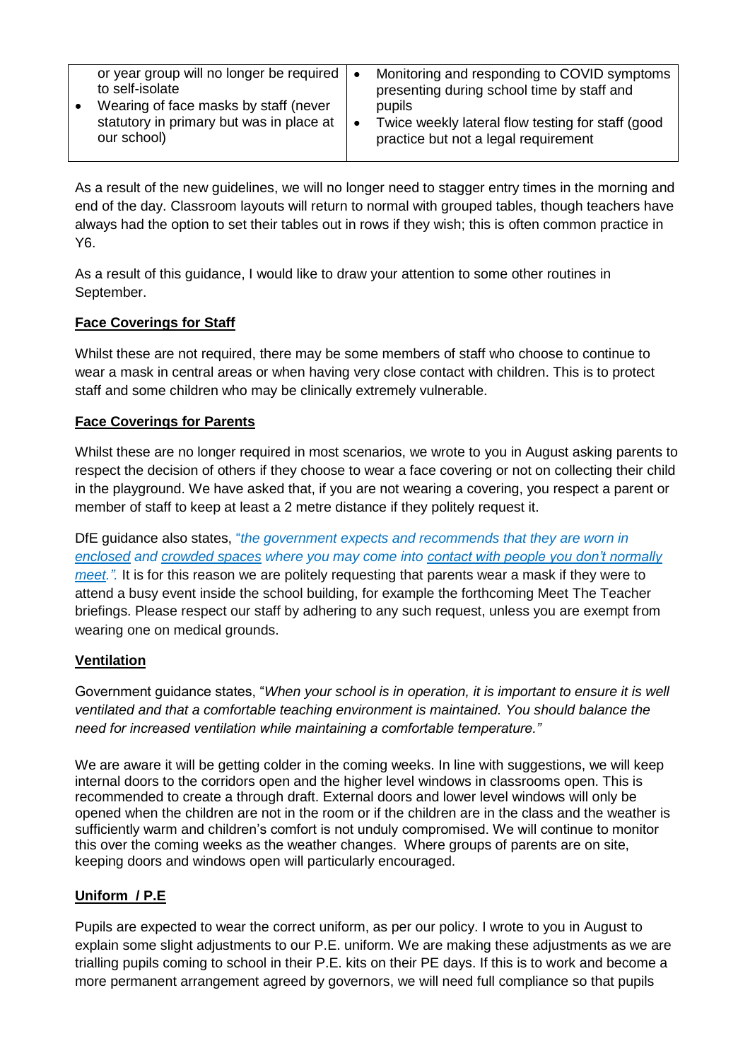| or year group will no longer be required to self-isolate<br>• Wearing of face masks by staff (never statutory in primary but was in place at our school) | • Monitoring and responding to COVID symptoms presenting during school time by staff and pupils<br>• Twice weekly lateral flow testing for staff (good practice but not a legal requirement |
|---|---|

As a result of the new guidelines, we will no longer need to stagger entry times in the morning and end of the day. Classroom layouts will return to normal with grouped tables, though teachers have always had the option to set their tables out in rows if they wish; this is often common practice in Y6.

As a result of this guidance, I would like to draw your attention to some other routines in September.

**Face Coverings for Staff**

Whilst these are not required, there may be some members of staff who choose to continue to wear a mask in central areas or when having very close contact with children. This is to protect staff and some children who may be clinically extremely vulnerable.

**Face Coverings for Parents**

Whilst these are no longer required in most scenarios, we wrote to you in August asking parents to respect the decision of others if they choose to wear a face covering or not on collecting their child in the playground. We have asked that, if you are not wearing a covering, you respect a parent or member of staff to keep at least a 2 metre distance if they politely request it.

DfE guidance also states, "*the government expects and recommends that they are worn in enclosed and crowded spaces where you may come into contact with people you don't normally meet.".* It is for this reason we are politely requesting that parents wear a mask if they were to attend a busy event inside the school building, for example the forthcoming Meet The Teacher briefings. Please respect our staff by adhering to any such request, unless you are exempt from wearing one on medical grounds.

**Ventilation**

Government guidance states, "*When your school is in operation, it is important to ensure it is well ventilated and that a comfortable teaching environment is maintained. You should balance the need for increased ventilation while maintaining a comfortable temperature."*

We are aware it will be getting colder in the coming weeks. In line with suggestions, we will keep internal doors to the corridors open and the higher level windows in classrooms open. This is recommended to create a through draft. External doors and lower level windows will only be opened when the children are not in the room or if the children are in the class and the weather is sufficiently warm and children's comfort is not unduly compromised. We will continue to monitor this over the coming weeks as the weather changes. Where groups of parents are on site, keeping doors and windows open will particularly encouraged.

**Uniform / P.E**

Pupils are expected to wear the correct uniform, as per our policy. I wrote to you in August to explain some slight adjustments to our P.E. uniform. We are making these adjustments as we are trialling pupils coming to school in their P.E. kits on their PE days. If this is to work and become a more permanent arrangement agreed by governors, we will need full compliance so that pupils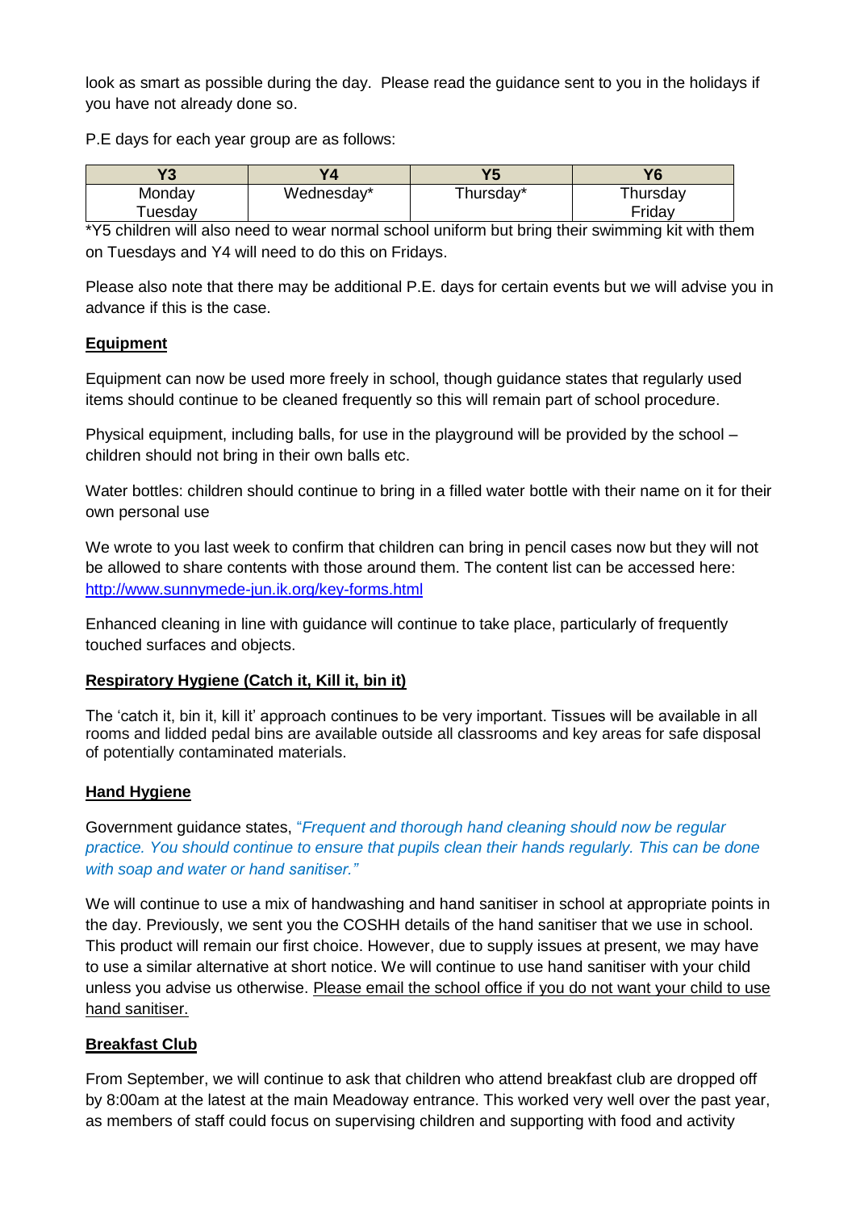look as smart as possible during the day.  Please read the guidance sent to you in the holidays if you have not already done so.

P.E days for each year group are as follows:

| Y3 | Y4 | Y5 | Y6 |
|---|---|---|---|
| Monday<br>Tuesday | Wednesday* | Thursday* | Thursday<br>Friday |

*Y5 children will also need to wear normal school uniform but bring their swimming kit with them on Tuesdays and Y4 will need to do this on Fridays.

Please also note that there may be additional P.E. days for certain events but we will advise you in advance if this is the case.

**Equipment**

Equipment can now be used more freely in school, though guidance states that regularly used items should continue to be cleaned frequently so this will remain part of school procedure.

Physical equipment, including balls, for use in the playground will be provided by the school – children should not bring in their own balls etc.

Water bottles: children should continue to bring in a filled water bottle with their name on it for their own personal use

We wrote to you last week to confirm that children can bring in pencil cases now but they will not be allowed to share contents with those around them. The content list can be accessed here: [http://www.sunnymede-jun.ik.org/key-forms.html](http://www.sunnymede-jun.ik.org/key-forms.html)

Enhanced cleaning in line with guidance will continue to take place, particularly of frequently touched surfaces and objects.

**Respiratory Hygiene (Catch it, Kill it, bin it)**

The 'catch it, bin it, kill it' approach continues to be very important. Tissues will be available in all rooms and lidded pedal bins are available outside all classrooms and key areas for safe disposal of potentially contaminated materials.

**Hand Hygiene**

Government guidance states, "*Frequent and thorough hand cleaning should now be regular practice. You should continue to ensure that pupils clean their hands regularly. This can be done with soap and water or hand sanitiser.*"

We will continue to use a mix of handwashing and hand sanitiser in school at appropriate points in the day. Previously, we sent you the COSHH details of the hand sanitiser that we use in school. This product will remain our first choice. However, due to supply issues at present, we may have to use a similar alternative at short notice. We will continue to use hand sanitiser with your child unless you advise us otherwise. Please email the school office if you do not want your child to use hand sanitiser.

**Breakfast Club**

From September, we will continue to ask that children who attend breakfast club are dropped off by 8:00am at the latest at the main Meadoway entrance. This worked very well over the past year, as members of staff could focus on supervising children and supporting with food and activity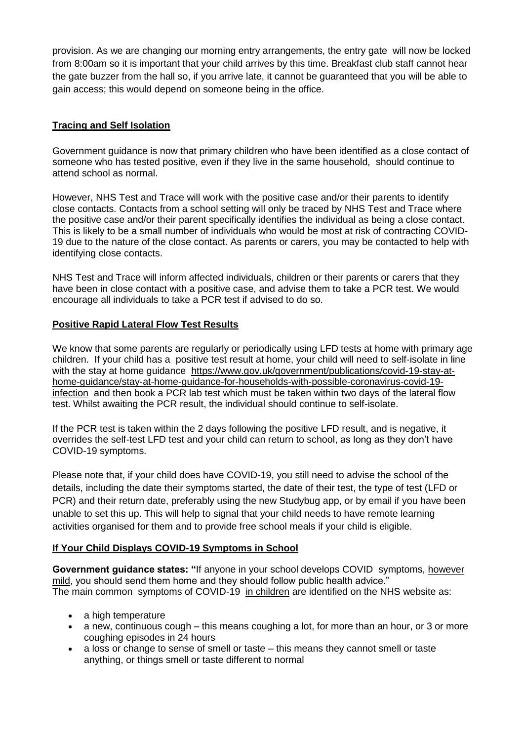provision. As we are changing our morning entry arrangements, the entry gate will now be locked from 8:00am so it is important that your child arrives by this time. Breakfast club staff cannot hear the gate buzzer from the hall so, if you arrive late, it cannot be guaranteed that you will be able to gain access; this would depend on someone being in the office.

## **Tracing and Self Isolation**

Government guidance is now that primary children who have been identified as a close contact of someone who has tested positive, even if they live in the same household, should continue to attend school as normal.

However, NHS Test and Trace will work with the positive case and/or their parents to identify close contacts. Contacts from a school setting will only be traced by NHS Test and Trace where the positive case and/or their parent specifically identifies the individual as being a close contact. This is likely to be a small number of individuals who would be most at risk of contracting COVID-19 due to the nature of the close contact. As parents or carers, you may be contacted to help with identifying close contacts.

NHS Test and Trace will inform affected individuals, children or their parents or carers that they have been in close contact with a positive case, and advise them to take a PCR test. We would encourage all individuals to take a PCR test if advised to do so.

## **Positive Rapid Lateral Flow Test Results**

We know that some parents are regularly or periodically using LFD tests at home with primary age children. If your child has a positive test result at home, your child will need to self-isolate in line with the stay at home guidance https://www.gov.uk/government/publications/covid-19-stay-at-home-guidance/stay-at-home-guidance-for-households-with-possible-coronavirus-covid-19-infection and then book a PCR lab test which must be taken within two days of the lateral flow test. Whilst awaiting the PCR result, the individual should continue to self-isolate.

If the PCR test is taken within the 2 days following the positive LFD result, and is negative, it overrides the self-test LFD test and your child can return to school, as long as they don't have COVID-19 symptoms.

Please note that, if your child does have COVID-19, you still need to advise the school of the details, including the date their symptoms started, the date of their test, the type of test (LFD or PCR) and their return date, preferably using the new Studybug app, or by email if you have been unable to set this up. This will help to signal that your child needs to have remote learning activities organised for them and to provide free school meals if your child is eligible.

## **If Your Child Displays COVID-19 Symptoms in School**

**Government guidance states:** "If anyone in your school develops COVID symptoms, however mild, you should send them home and they should follow public health advice."
The main common symptoms of COVID-19 in children are identified on the NHS website as:

- a high temperature
- a new, continuous cough – this means coughing a lot, for more than an hour, or 3 or more coughing episodes in 24 hours
- a loss or change to sense of smell or taste – this means they cannot smell or taste anything, or things smell or taste different to normal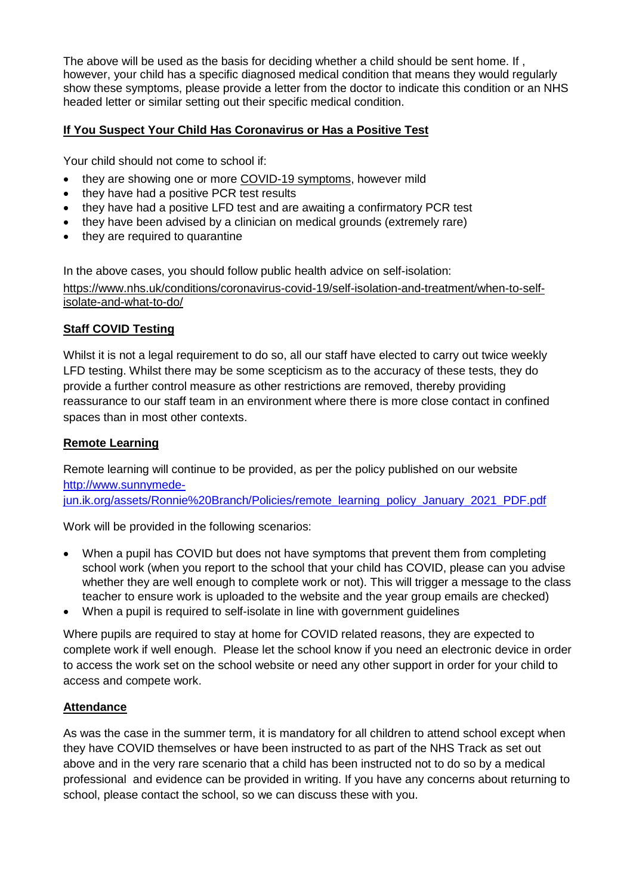The above will be used as the basis for deciding whether a child should be sent home. If , however, your child has a specific diagnosed medical condition that means they would regularly show these symptoms, please provide a letter from the doctor to indicate this condition or an NHS headed letter or similar setting out their specific medical condition.

## If You Suspect Your Child Has Coronavirus or Has a Positive Test

Your child should not come to school if:

- they are showing one or more COVID-19 symptoms, however mild
- they have had a positive PCR test results
- they have had a positive LFD test and are awaiting a confirmatory PCR test
- they have been advised by a clinician on medical grounds (extremely rare)
- they are required to quarantine

In the above cases, you should follow public health advice on self-isolation: https://www.nhs.uk/conditions/coronavirus-covid-19/self-isolation-and-treatment/when-to-self-isolate-and-what-to-do/

## Staff COVID Testing

Whilst it is not a legal requirement to do so, all our staff have elected to carry out twice weekly LFD testing. Whilst there may be some scepticism as to the accuracy of these tests, they do provide a further control measure as other restrictions are removed, thereby providing reassurance to our staff team in an environment where there is more close contact in confined spaces than in most other contexts.

## Remote Learning

Remote learning will continue to be provided, as per the policy published on our website http://www.sunnymede-jun.ik.org/assets/Ronnie%20Branch/Policies/remote_learning_policy_January_2021_PDF.pdf

Work will be provided in the following scenarios:

- When a pupil has COVID but does not have symptoms that prevent them from completing school work (when you report to the school that your child has COVID, please can you advise whether they are well enough to complete work or not). This will trigger a message to the class teacher to ensure work is uploaded to the website and the year group emails are checked)
- When a pupil is required to self-isolate in line with government guidelines

Where pupils are required to stay at home for COVID related reasons, they are expected to complete work if well enough. Please let the school know if you need an electronic device in order to access the work set on the school website or need any other support in order for your child to access and compete work.

## Attendance

As was the case in the summer term, it is mandatory for all children to attend school except when they have COVID themselves or have been instructed to as part of the NHS Track as set out above and in the very rare scenario that a child has been instructed not to do so by a medical professional and evidence can be provided in writing. If you have any concerns about returning to school, please contact the school, so we can discuss these with you.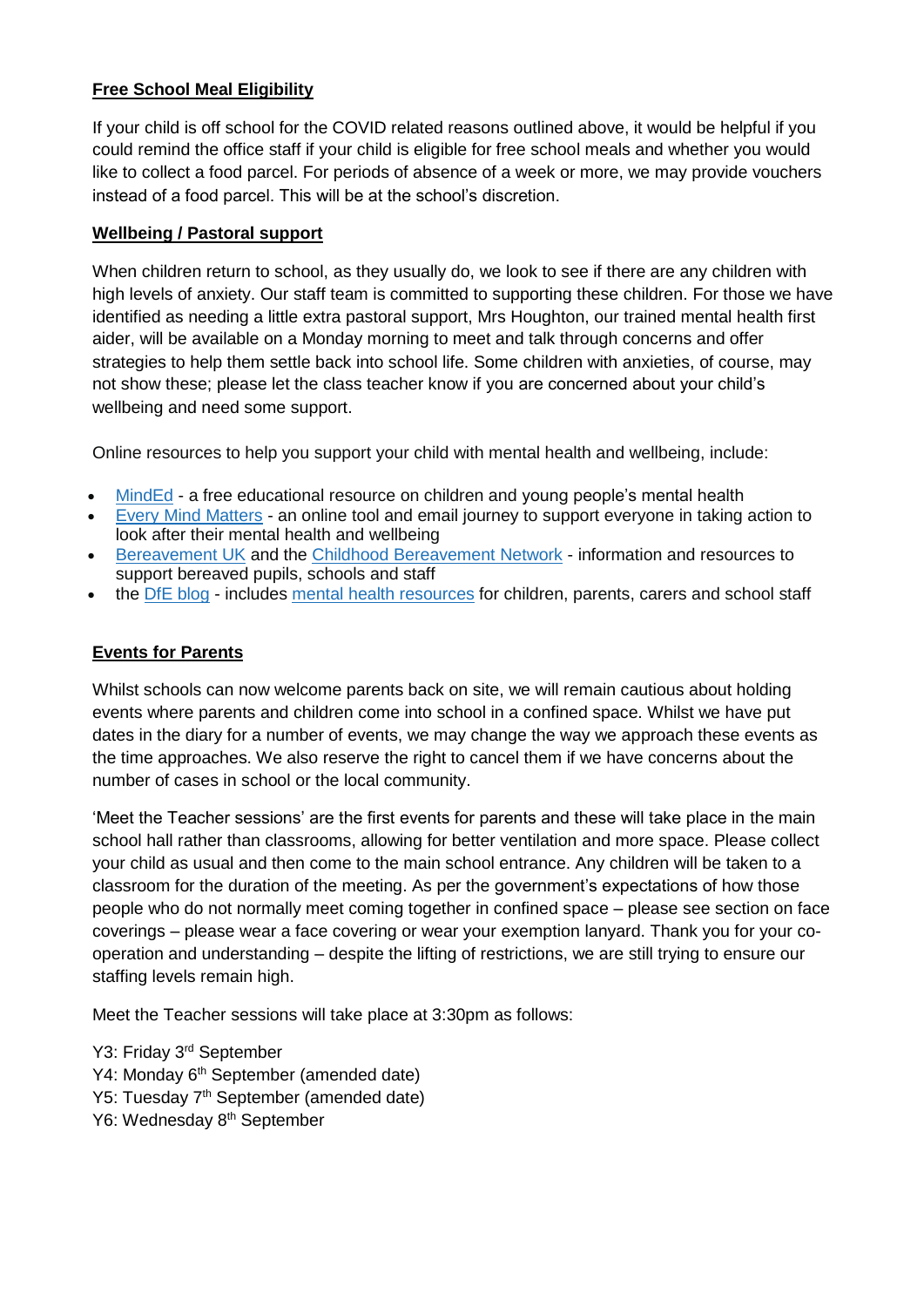**Free School Meal Eligibility**

If your child is off school for the COVID related reasons outlined above, it would be helpful if you could remind the office staff if your child is eligible for free school meals and whether you would like to collect a food parcel. For periods of absence of a week or more, we may provide vouchers instead of a food parcel. This will be at the school's discretion.

**Wellbeing / Pastoral support**

When children return to school, as they usually do, we look to see if there are any children with high levels of anxiety. Our staff team is committed to supporting these children. For those we have identified as needing a little extra pastoral support, Mrs Houghton, our trained mental health first aider, will be available on a Monday morning to meet and talk through concerns and offer strategies to help them settle back into school life. Some children with anxieties, of course, may not show these; please let the class teacher know if you are concerned about your child's wellbeing and need some support.

Online resources to help you support your child with mental health and wellbeing, include:

- MindEd - a free educational resource on children and young people's mental health
- Every Mind Matters - an online tool and email journey to support everyone in taking action to look after their mental health and wellbeing
- Bereavement UK and the Childhood Bereavement Network - information and resources to support bereaved pupils, schools and staff
- the DfE blog - includes mental health resources for children, parents, carers and school staff

**Events for Parents**

Whilst schools can now welcome parents back on site, we will remain cautious about holding events where parents and children come into school in a confined space. Whilst we have put dates in the diary for a number of events, we may change the way we approach these events as the time approaches. We also reserve the right to cancel them if we have concerns about the number of cases in school or the local community.

'Meet the Teacher sessions' are the first events for parents and these will take place in the main school hall rather than classrooms, allowing for better ventilation and more space. Please collect your child as usual and then come to the main school entrance. Any children will be taken to a classroom for the duration of the meeting. As per the government's expectations of how those people who do not normally meet coming together in confined space – please see section on face coverings – please wear a face covering or wear your exemption lanyard. Thank you for your co-operation and understanding – despite the lifting of restrictions, we are still trying to ensure our staffing levels remain high.

Meet the Teacher sessions will take place at 3:30pm as follows:

Y3: Friday 3rd September
Y4: Monday 6th September (amended date)
Y5: Tuesday 7th September (amended date)
Y6: Wednesday 8th September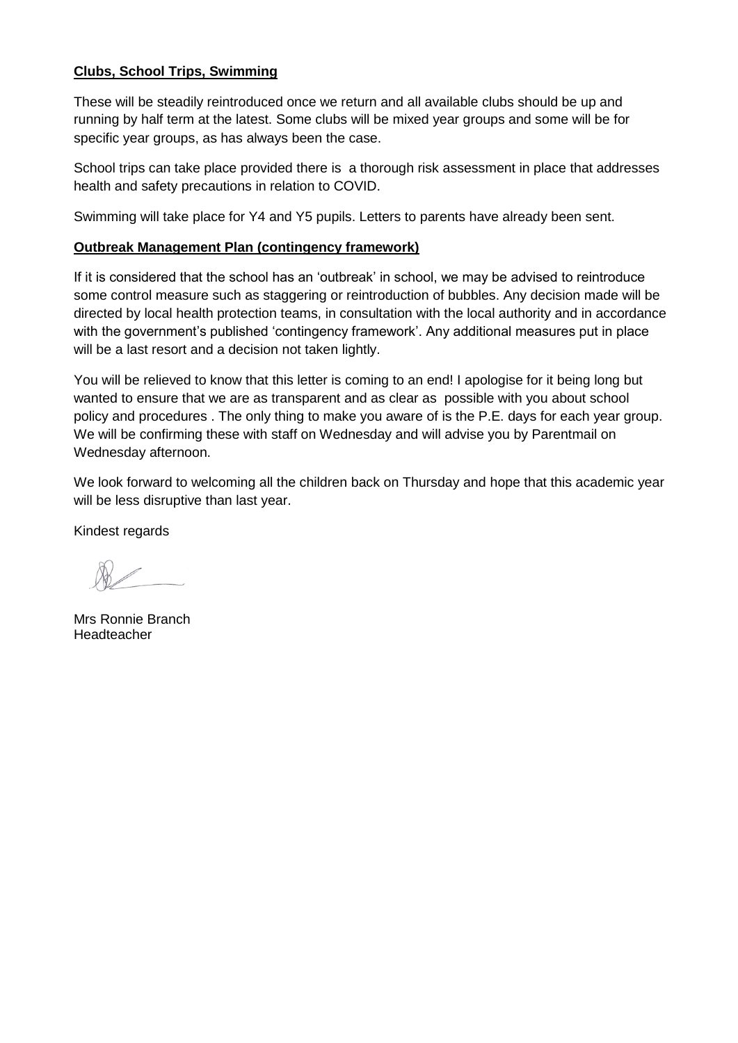**Clubs, School Trips, Swimming**

These will be steadily reintroduced once we return and all available clubs should be up and running by half term at the latest. Some clubs will be mixed year groups and some will be for specific year groups, as has always been the case.

School trips can take place provided there is a thorough risk assessment in place that addresses health and safety precautions in relation to COVID.

Swimming will take place for Y4 and Y5 pupils. Letters to parents have already been sent.

**Outbreak Management Plan (contingency framework)**

If it is considered that the school has an 'outbreak' in school, we may be advised to reintroduce some control measure such as staggering or reintroduction of bubbles. Any decision made will be directed by local health protection teams, in consultation with the local authority and in accordance with the government's published 'contingency framework'. Any additional measures put in place will be a last resort and a decision not taken lightly.

You will be relieved to know that this letter is coming to an end! I apologise for it being long but wanted to ensure that we are as transparent and as clear as possible with you about school policy and procedures . The only thing to make you aware of is the P.E. days for each year group. We will be confirming these with staff on Wednesday and will advise you by Parentmail on Wednesday afternoon.

We look forward to welcoming all the children back on Thursday and hope that this academic year will be less disruptive than last year.

Kindest regards

Mrs Ronnie Branch
Headteacher